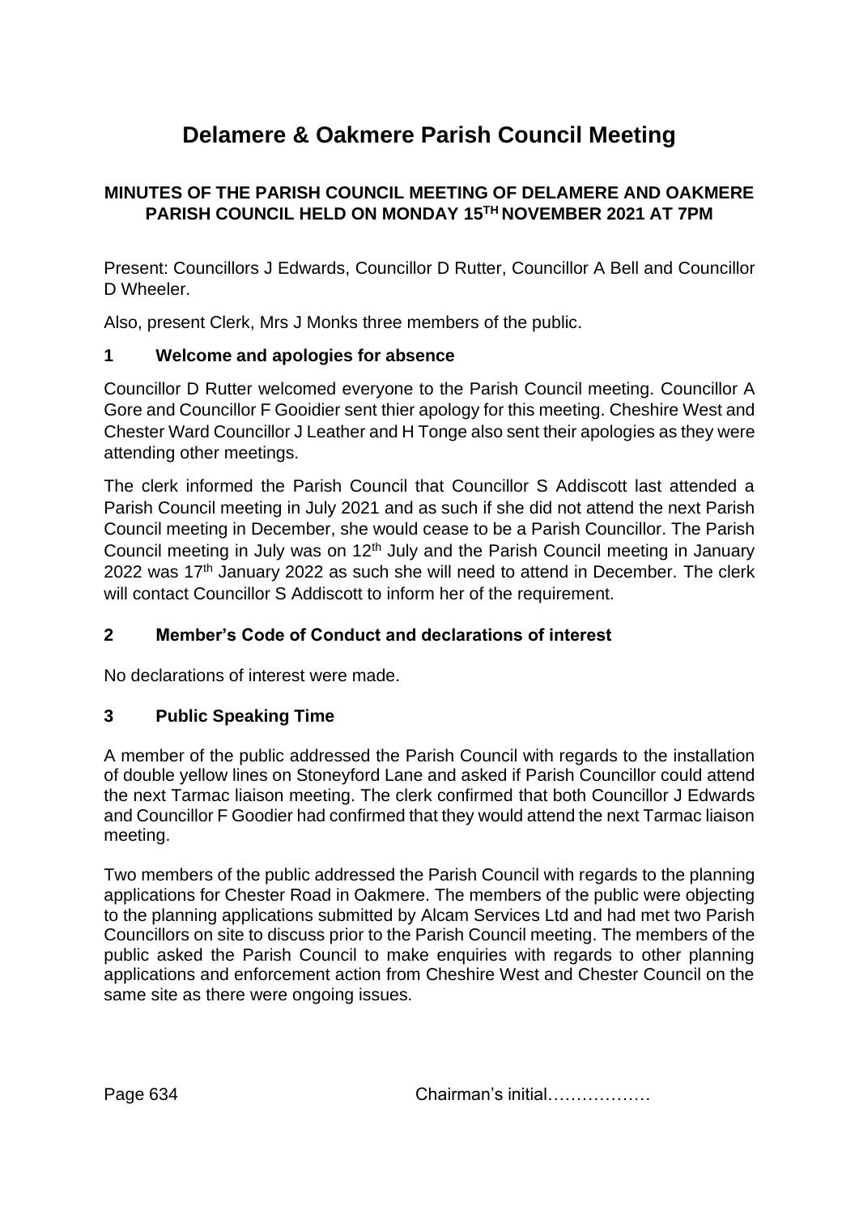# Delamere & Oakmere Parish Council Meeting

**MINUTES OF THE PARISH COUNCIL MEETING OF DELAMERE AND OAKMERE PARISH COUNCIL HELD ON MONDAY 15TH NOVEMBER 2021 AT 7PM**

Present: Councillors J Edwards, Councillor D Rutter, Councillor A Bell and Councillor D Wheeler.

Also, present Clerk, Mrs J Monks three members of the public.

## 1 Welcome and apologies for absence

Councillor D Rutter welcomed everyone to the Parish Council meeting. Councillor A Gore and Councillor F Gooidier sent thier apology for this meeting. Cheshire West and Chester Ward Councillor J Leather and H Tonge also sent their apologies as they were attending other meetings.

The clerk informed the Parish Council that Councillor S Addiscott last attended a Parish Council meeting in July 2021 and as such if she did not attend the next Parish Council meeting in December, she would cease to be a Parish Councillor. The Parish Council meeting in July was on 12th July and the Parish Council meeting in January 2022 was 17th January 2022 as such she will need to attend in December. The clerk will contact Councillor S Addiscott to inform her of the requirement.

## 2 Member's Code of Conduct and declarations of interest

No declarations of interest were made.

## 3 Public Speaking Time

A member of the public addressed the Parish Council with regards to the installation of double yellow lines on Stoneyford Lane and asked if Parish Councillor could attend the next Tarmac liaison meeting. The clerk confirmed that both Councillor J Edwards and Councillor F Goodier had confirmed that they would attend the next Tarmac liaison meeting.

Two members of the public addressed the Parish Council with regards to the planning applications for Chester Road in Oakmere. The members of the public were objecting to the planning applications submitted by Alcam Services Ltd and had met two Parish Councillors on site to discuss prior to the Parish Council meeting. The members of the public asked the Parish Council to make enquiries with regards to other planning applications and enforcement action from Cheshire West and Chester Council on the same site as there were ongoing issues.

Chairman's initial………………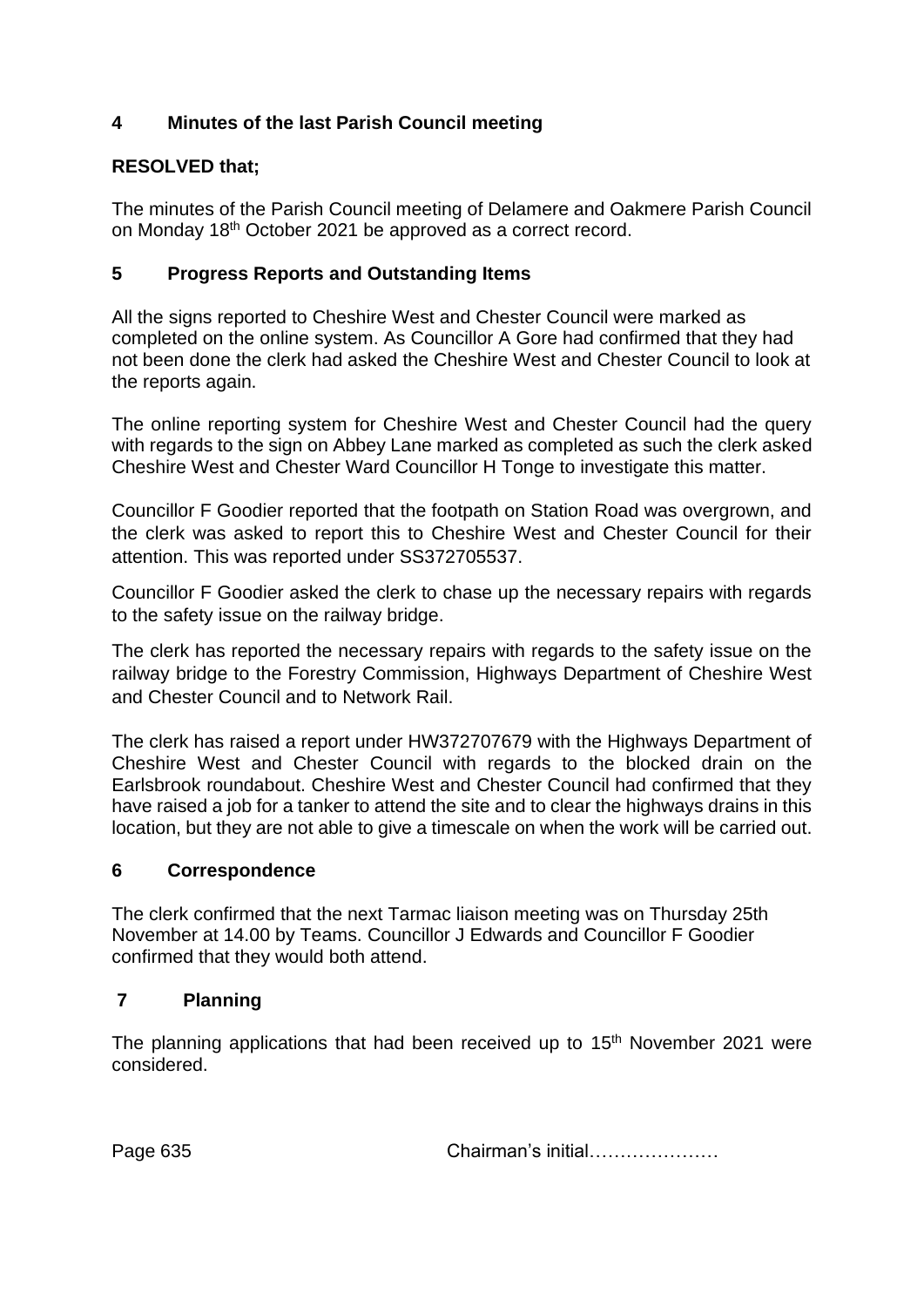## 4 Minutes of the last Parish Council meeting

**RESOLVED that;**

The minutes of the Parish Council meeting of Delamere and Oakmere Parish Council on Monday 18th October 2021 be approved as a correct record.

## 5 Progress Reports and Outstanding Items

All the signs reported to Cheshire West and Chester Council were marked as completed on the online system. As Councillor A Gore had confirmed that they had not been done the clerk had asked the Cheshire West and Chester Council to look at the reports again.

The online reporting system for Cheshire West and Chester Council had the query with regards to the sign on Abbey Lane marked as completed as such the clerk asked Cheshire West and Chester Ward Councillor H Tonge to investigate this matter.

Councillor F Goodier reported that the footpath on Station Road was overgrown, and the clerk was asked to report this to Cheshire West and Chester Council for their attention. This was reported under SS372705537.

Councillor F Goodier asked the clerk to chase up the necessary repairs with regards to the safety issue on the railway bridge.

The clerk has reported the necessary repairs with regards to the safety issue on the railway bridge to the Forestry Commission, Highways Department of Cheshire West and Chester Council and to Network Rail.

The clerk has raised a report under HW372707679 with the Highways Department of Cheshire West and Chester Council with regards to the blocked drain on the Earlsbrook roundabout. Cheshire West and Chester Council had confirmed that they have raised a job for a tanker to attend the site and to clear the highways drains in this location, but they are not able to give a timescale on when the work will be carried out.

## 6 Correspondence

The clerk confirmed that the next Tarmac liaison meeting was on Thursday 25th November at 14.00 by Teams. Councillor J Edwards and Councillor F Goodier confirmed that they would both attend.

## 7 Planning

The planning applications that had been received up to 15th November 2021 were considered.

Page 635 Chairman's initial…………………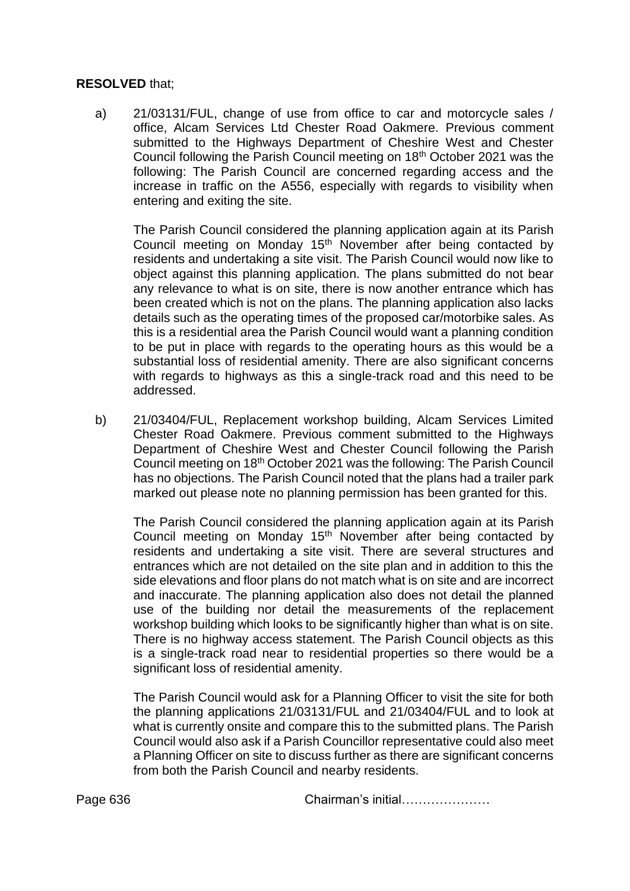**RESOLVED** that;

a) 21/03131/FUL, change of use from office to car and motorcycle sales / office, Alcam Services Ltd Chester Road Oakmere. Previous comment submitted to the Highways Department of Cheshire West and Chester Council following the Parish Council meeting on 18th October 2021 was the following: The Parish Council are concerned regarding access and the increase in traffic on the A556, especially with regards to visibility when entering and exiting the site.

   The Parish Council considered the planning application again at its Parish Council meeting on Monday 15th November after being contacted by residents and undertaking a site visit. The Parish Council would now like to object against this planning application. The plans submitted do not bear any relevance to what is on site, there is now another entrance which has been created which is not on the plans. The planning application also lacks details such as the operating times of the proposed car/motorbike sales. As this is a residential area the Parish Council would want a planning condition to be put in place with regards to the operating hours as this would be a substantial loss of residential amenity. There are also significant concerns with regards to highways as this a single-track road and this need to be addressed.

b) 21/03404/FUL, Replacement workshop building, Alcam Services Limited Chester Road Oakmere. Previous comment submitted to the Highways Department of Cheshire West and Chester Council following the Parish Council meeting on 18th October 2021 was the following: The Parish Council has no objections. The Parish Council noted that the plans had a trailer park marked out please note no planning permission has been granted for this.

   The Parish Council considered the planning application again at its Parish Council meeting on Monday 15th November after being contacted by residents and undertaking a site visit. There are several structures and entrances which are not detailed on the site plan and in addition to this the side elevations and floor plans do not match what is on site and are incorrect and inaccurate. The planning application also does not detail the planned use of the building nor detail the measurements of the replacement workshop building which looks to be significantly higher than what is on site. There is no highway access statement. The Parish Council objects as this is a single-track road near to residential properties so there would be a significant loss of residential amenity.

   The Parish Council would ask for a Planning Officer to visit the site for both the planning applications 21/03131/FUL and 21/03404/FUL and to look at what is currently onsite and compare this to the submitted plans. The Parish Council would also ask if a Parish Councillor representative could also meet a Planning Officer on site to discuss further as there are significant concerns from both the Parish Council and nearby residents.

Chairman's initial…………………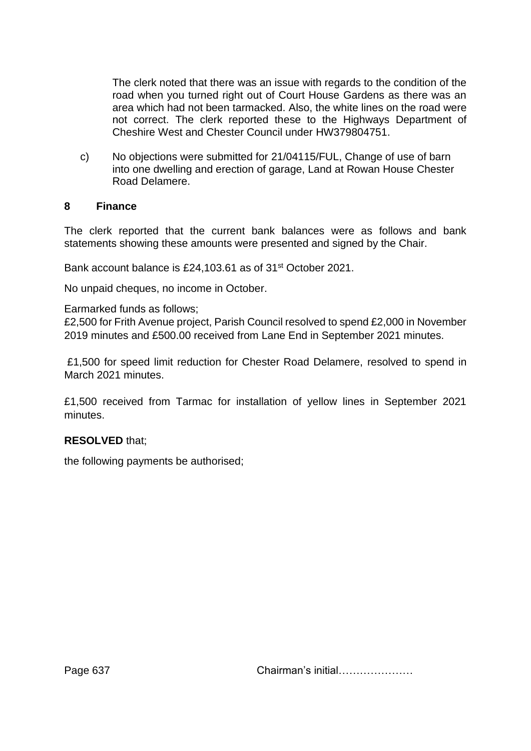The clerk noted that there was an issue with regards to the condition of the road when you turned right out of Court House Gardens as there was an area which had not been tarmacked. Also, the white lines on the road were not correct. The clerk reported these to the Highways Department of Cheshire West and Chester Council under HW379804751.

c) No objections were submitted for 21/04115/FUL, Change of use of barn into one dwelling and erection of garage, Land at Rowan House Chester Road Delamere.

## 8 Finance

The clerk reported that the current bank balances were as follows and bank statements showing these amounts were presented and signed by the Chair.

Bank account balance is £24,103.61 as of 31st October 2021.

No unpaid cheques, no income in October.

Earmarked funds as follows;
£2,500 for Frith Avenue project, Parish Council resolved to spend £2,000 in November 2019 minutes and £500.00 received from Lane End in September 2021 minutes.

£1,500 for speed limit reduction for Chester Road Delamere, resolved to spend in March 2021 minutes.

£1,500 received from Tarmac for installation of yellow lines in September 2021 minutes.

**RESOLVED** that;

the following payments be authorised;

Chairman's initial…………………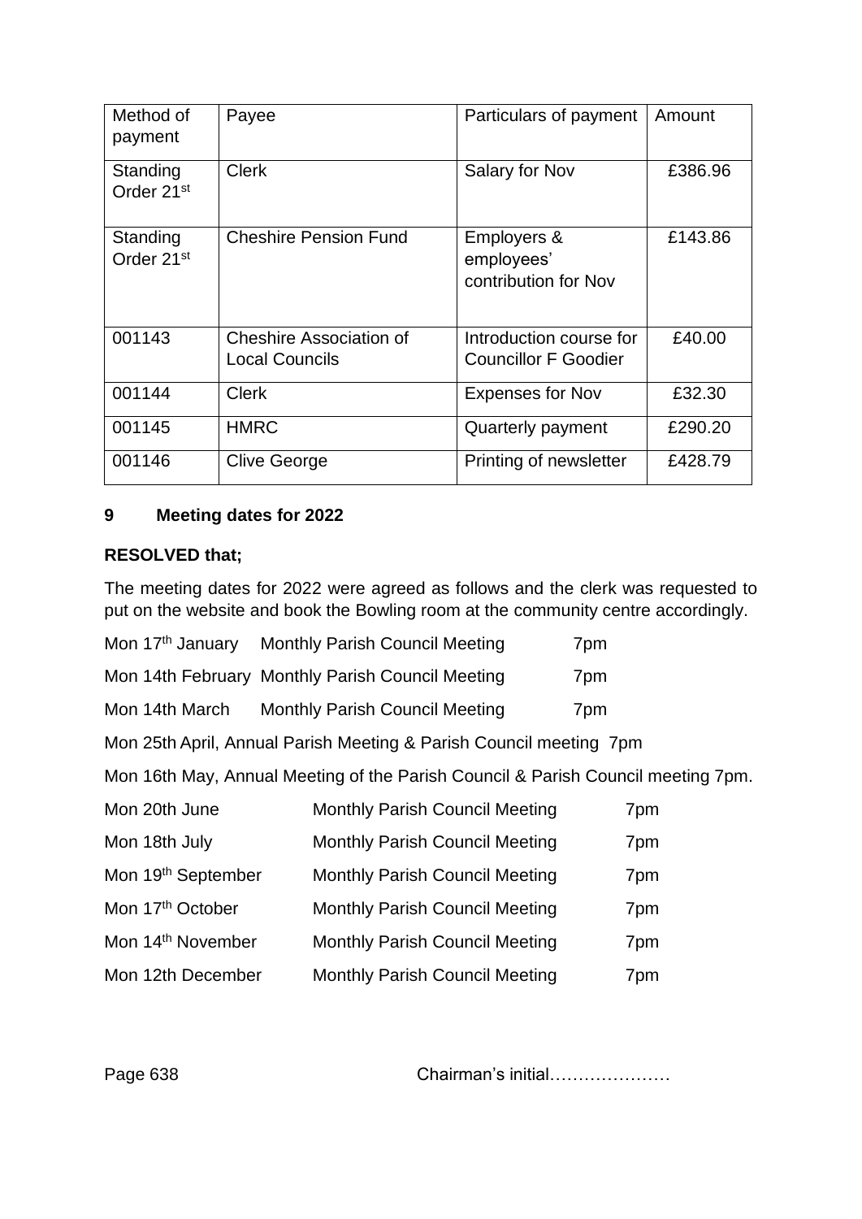| Method of payment | Payee | Particulars of payment | Amount |
|---|---|---|---|
| Standing Order 21st | Clerk | Salary for Nov | £386.96 |
| Standing Order 21st | Cheshire Pension Fund | Employers & employees' contribution for Nov | £143.86 |
| 001143 | Cheshire Association of Local Councils | Introduction course for Councillor F Goodier | £40.00 |
| 001144 | Clerk | Expenses for Nov | £32.30 |
| 001145 | HMRC | Quarterly payment | £290.20 |
| 001146 | Clive George | Printing of newsletter | £428.79 |

## 9 Meeting dates for 2022

**RESOLVED that;**

The meeting dates for 2022 were agreed as follows and the clerk was requested to put on the website and book the Bowling room at the community centre accordingly.

Mon 17th January Monthly Parish Council Meeting 7pm

Mon 14th February Monthly Parish Council Meeting 7pm

Mon 14th March Monthly Parish Council Meeting 7pm

Mon 25th April, Annual Parish Meeting & Parish Council meeting 7pm

Mon 16th May, Annual Meeting of the Parish Council & Parish Council meeting 7pm.

Mon 20th June Monthly Parish Council Meeting 7pm

Mon 18th July Monthly Parish Council Meeting 7pm

Mon 19th September Monthly Parish Council Meeting 7pm

Mon 17th October Monthly Parish Council Meeting 7pm

Mon 14th November Monthly Parish Council Meeting 7pm

Mon 12th December Monthly Parish Council Meeting 7pm

Chairman's initial…………………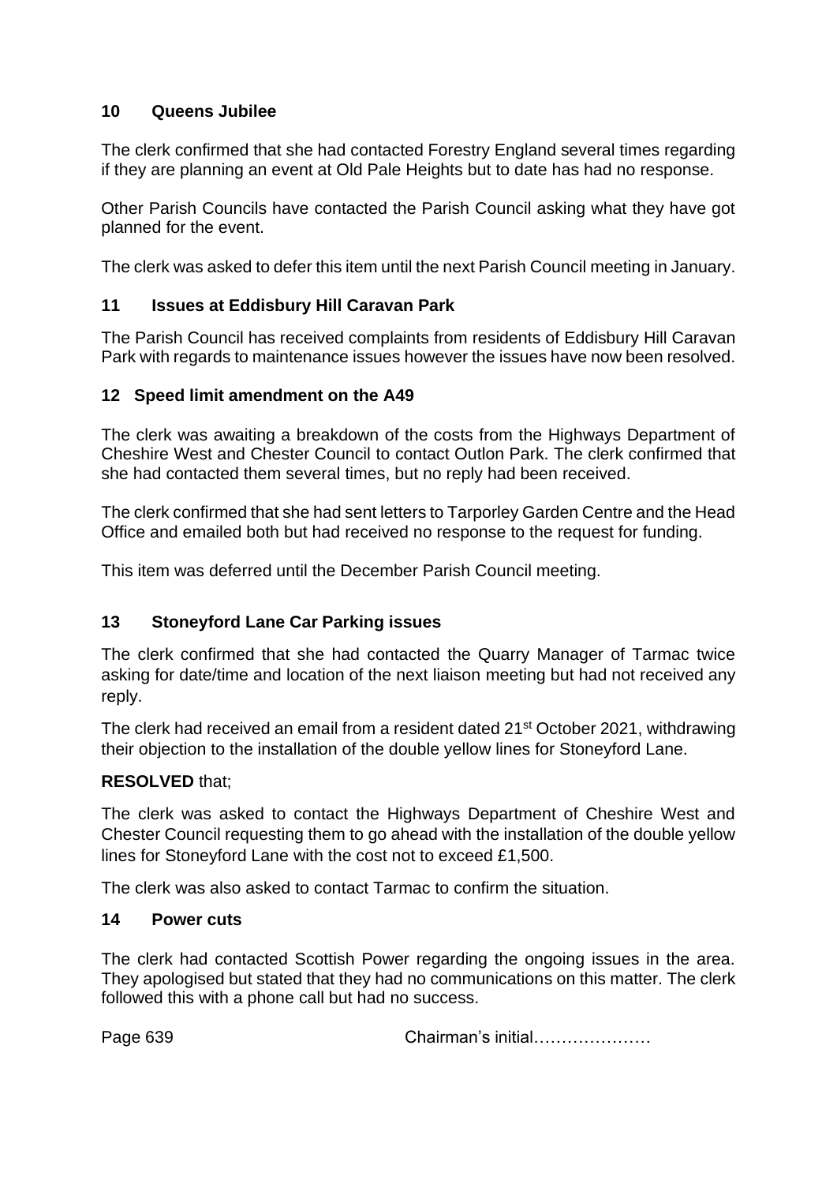## 10 Queens Jubilee

The clerk confirmed that she had contacted Forestry England several times regarding if they are planning an event at Old Pale Heights but to date has had no response.

Other Parish Councils have contacted the Parish Council asking what they have got planned for the event.

The clerk was asked to defer this item until the next Parish Council meeting in January.

## 11 Issues at Eddisbury Hill Caravan Park

The Parish Council has received complaints from residents of Eddisbury Hill Caravan Park with regards to maintenance issues however the issues have now been resolved.

## 12 Speed limit amendment on the A49

The clerk was awaiting a breakdown of the costs from the Highways Department of Cheshire West and Chester Council to contact Outlon Park. The clerk confirmed that she had contacted them several times, but no reply had been received.

The clerk confirmed that she had sent letters to Tarporley Garden Centre and the Head Office and emailed both but had received no response to the request for funding.

This item was deferred until the December Parish Council meeting.

## 13 Stoneyford Lane Car Parking issues

The clerk confirmed that she had contacted the Quarry Manager of Tarmac twice asking for date/time and location of the next liaison meeting but had not received any reply.

The clerk had received an email from a resident dated 21st October 2021, withdrawing their objection to the installation of the double yellow lines for Stoneyford Lane.

**RESOLVED** that;

The clerk was asked to contact the Highways Department of Cheshire West and Chester Council requesting them to go ahead with the installation of the double yellow lines for Stoneyford Lane with the cost not to exceed £1,500.

The clerk was also asked to contact Tarmac to confirm the situation.

## 14 Power cuts

The clerk had contacted Scottish Power regarding the ongoing issues in the area. They apologised but stated that they had no communications on this matter. The clerk followed this with a phone call but had no success.

Chairman's initial…………………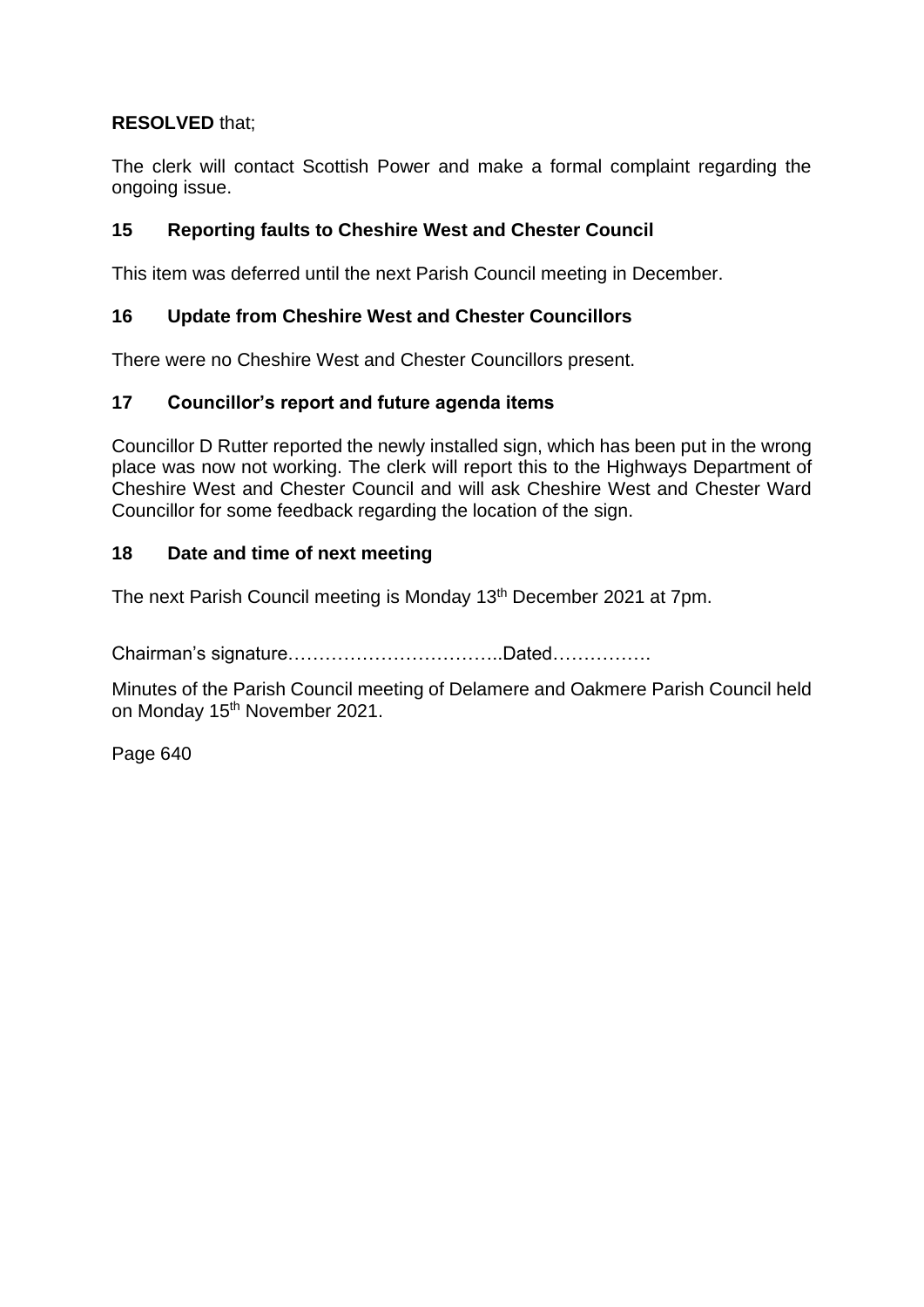**RESOLVED** that;

The clerk will contact Scottish Power and make a formal complaint regarding the ongoing issue.

### 15 Reporting faults to Cheshire West and Chester Council

This item was deferred until the next Parish Council meeting in December.

### 16 Update from Cheshire West and Chester Councillors

There were no Cheshire West and Chester Councillors present.

### 17 Councillor's report and future agenda items

Councillor D Rutter reported the newly installed sign, which has been put in the wrong place was now not working. The clerk will report this to the Highways Department of Cheshire West and Chester Council and will ask Cheshire West and Chester Ward Councillor for some feedback regarding the location of the sign.

### 18 Date and time of next meeting

The next Parish Council meeting is Monday 13th December 2021 at 7pm.

Chairman's signature……………………………..Dated…………….

Minutes of the Parish Council meeting of Delamere and Oakmere Parish Council held on Monday 15th November 2021.